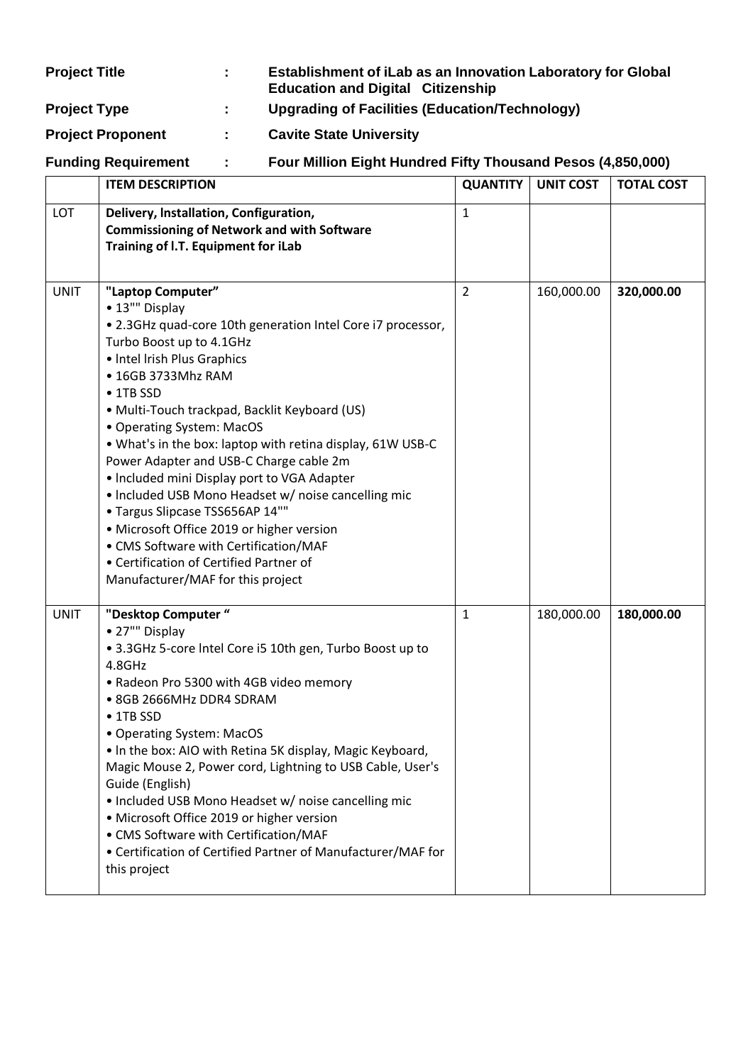**Project Title** : **Establishment of iLab as an Innovation Laboratory for Global Education and Digital Citizenship**

**Project Type** : **Upgrading of Facilities (Education/Technology)**

**Project Proponent** : **Cavite State University**

**Funding Requirement** : **Four Million Eight Hundred Fifty Thousand Pesos (4,850,000)**

| | ITEM DESCRIPTION | QUANTITY | UNIT COST | TOTAL COST |
|---|---|---|---|---|
| LOT | **Delivery, Installation, Configuration, Commissioning of Network and with Software Training of I.T. Equipment for iLab** | 1 | | |
| UNIT | **"Laptop Computer"**<br>• 13"" Display<br>• 2.3GHz quad-core 10th generation Intel Core i7 processor, Turbo Boost up to 4.1GHz<br>• Intel Irish Plus Graphics<br>• 16GB 3733Mhz RAM<br>• 1TB SSD<br>• Multi-Touch trackpad, Backlit Keyboard (US)<br>• Operating System: MacOS<br>• What's in the box: laptop with retina display, 61W USB-C Power Adapter and USB-C Charge cable 2m<br>• Included mini Display port to VGA Adapter<br>• Included USB Mono Headset w/ noise cancelling mic<br>• Targus Slipcase TSS656AP 14""<br>• Microsoft Office 2019 or higher version<br>• CMS Software with Certification/MAF<br>• Certification of Certified Partner of Manufacturer/MAF for this project | 2 | 160,000.00 | **320,000.00** |
| UNIT | **"Desktop Computer "**<br>• 27"" Display<br>• 3.3GHz 5-core Intel Core i5 10th gen, Turbo Boost up to 4.8GHz<br>• Radeon Pro 5300 with 4GB video memory<br>• 8GB 2666MHz DDR4 SDRAM<br>• 1TB SSD<br>• Operating System: MacOS<br>• In the box: AIO with Retina 5K display, Magic Keyboard, Magic Mouse 2, Power cord, Lightning to USB Cable, User's Guide (English)<br>• Included USB Mono Headset w/ noise cancelling mic<br>• Microsoft Office 2019 or higher version<br>• CMS Software with Certification/MAF<br>• Certification of Certified Partner of Manufacturer/MAF for this project | 1 | 180,000.00 | **180,000.00** |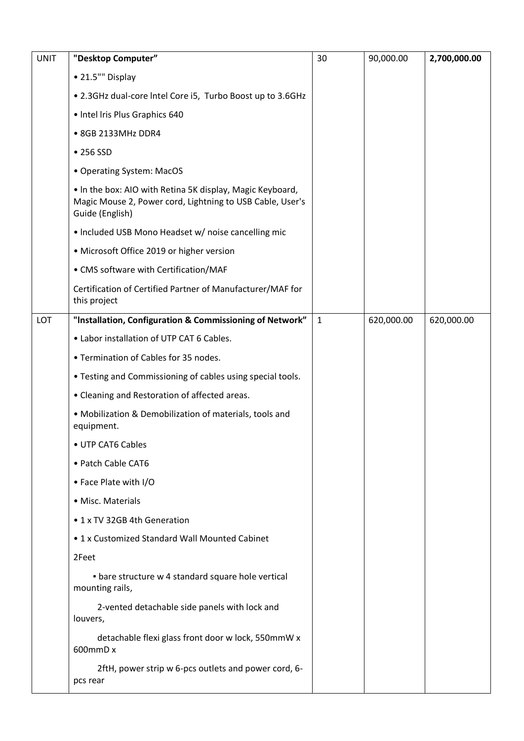| UNIT | **"Desktop Computer"** | 30 | 90,000.00 | **2,700,000.00** |
|---|---|---|---|---|
| | • 21.5"" Display | | | |
| | • 2.3GHz dual-core lntel Core i5, Turbo Boost up to 3.6GHz | | | |
| | • lntel lris Plus Graphics 640 | | | |
| | • 8GB 2133MHz DDR4 | | | |
| | • 256 SSD | | | |
| | • Operating System: MacOS | | | |
| | • ln the box: AIO with Retina 5K display, Magic Keyboard, Magic Mouse 2, Power cord, Lightning to USB Cable, User's Guide (English) | | | |
| | • lncluded USB Mono Headset w/ noise cancelling mic | | | |
| | • Microsoft Office 2019 or higher version | | | |
| | • CMS software with Certification/MAF | | | |
| | Certification of Certified Partner of Manufacturer/MAF for this project | | | |
| LOT | **"Installation, Configuration & Commissioning of Network"** | 1 | 620,000.00 | 620,000.00 |
| | • Labor installation of UTP CAT 6 Cables. | | | |
| | • Termination of Cables for 35 nodes. | | | |
| | • Testing and Commissioning of cables using special tools. | | | |
| | • Cleaning and Restoration of affected areas. | | | |
| | • Mobilization & Demobilization of materials, tools and equipment. | | | |
| | • UTP CAT6 Cables | | | |
| | • Patch Cable CAT6 | | | |
| | • Face Plate with I/O | | | |
| | • Misc. Materials | | | |
| | • 1 x TV 32GB 4th Generation | | | |
| | • 1 x Customized Standard Wall Mounted Cabinet | | | |
| | 2Feet | | | |
| | ▪ bare structure w 4 standard square hole vertical mounting rails, | | | |
| | 2-vented detachable side panels with lock and louvers, | | | |
| | detachable flexi glass front door w lock, 550mmW x 600mmD x | | | |
| | 2ftH, power strip w 6-pcs outlets and power cord, 6-pcs rear | | | |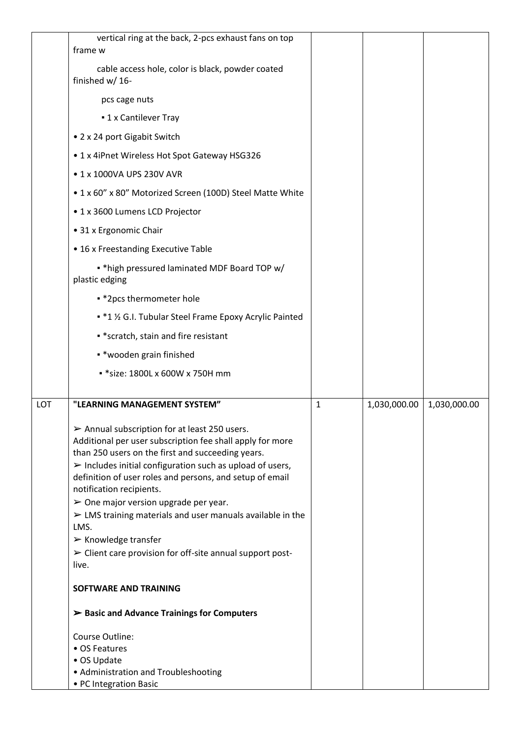| | | | | |
|---|---|---|---|---|
| | vertical ring at the back, 2-pcs exhaust fans on top frame w<br><br>cable access hole, color is black, powder coated finished w/ 16-<br><br>pcs cage nuts<br><br>▪ 1 x Cantilever Tray<br><br>• 2 x 24 port Gigabit Switch<br><br>• 1 x 4iPnet Wireless Hot Spot Gateway HSG326<br><br>• 1 x 1000VA UPS 230V AVR<br><br>• 1 x 60” x 80” Motorized Screen (100D) Steel Matte White<br><br>• 1 x 3600 Lumens LCD Projector<br><br>• 31 x Ergonomic Chair<br><br>• 16 x Freestanding Executive Table<br><br>▪ *high pressured laminated MDF Board TOP w/ plastic edging<br><br>▪ *2pcs thermometer hole<br><br>▪ *1 ½ G.I. Tubular Steel Frame Epoxy Acrylic Painted<br><br>▪ *scratch, stain and fire resistant<br><br>▪ *wooden grain finished<br><br>▪ *size: 1800L x 600W x 750H mm | | | |
| LOT | **"LEARNING MANAGEMENT SYSTEM"**<br><br>➢ Annual subscription for at least 250 users. Additional per user subscription fee shall apply for more than 250 users on the first and succeeding years.<br>➢ Includes initial configuration such as upload of users, definition of user roles and persons, and setup of email notification recipients.<br>➢ One major version upgrade per year.<br>➢ LMS training materials and user manuals available in the LMS.<br>➢ Knowledge transfer<br>➢ Client care provision for off-site annual support post-live.<br><br>**SOFTWARE AND TRAINING**<br><br>**➢ Basic and Advance Trainings for Computers**<br><br>Course Outline:<br>• OS Features<br>• OS Update<br>• Administration and Troubleshooting<br>• PC Integration Basic | 1 | 1,030,000.00 | 1,030,000.00 |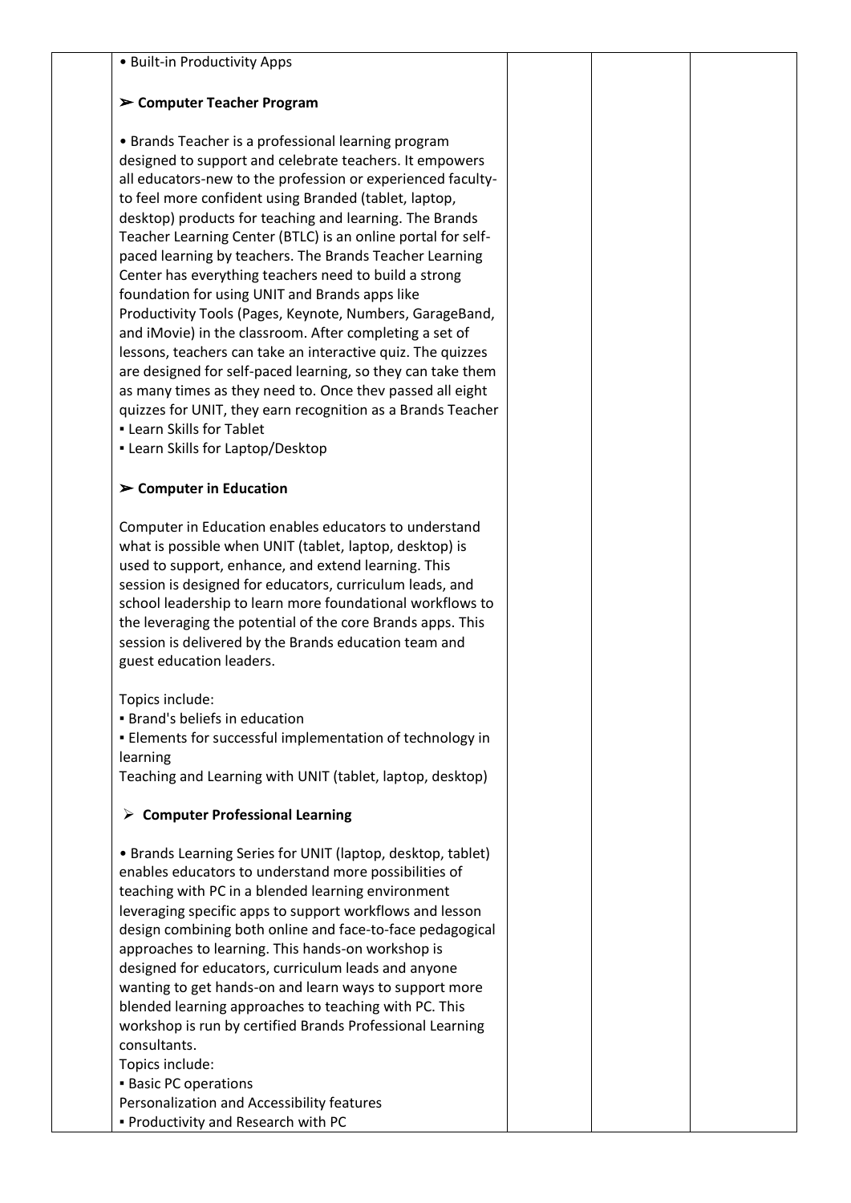| | • Built-in Productivity Apps<br><br>**➢ Computer Teacher Program**<br><br>• Brands Teacher is a professional learning program designed to support and celebrate teachers. It empowers all educators-new to the profession or experienced faculty-to feel more confident using Branded (tablet, laptop, desktop) products for teaching and learning. The Brands Teacher Learning Center (BTLC) is an online portal for self-paced learning by teachers. The Brands Teacher Learning Center has everything teachers need to build a strong foundation for using UNIT and Brands apps like Productivity Tools (Pages, Keynote, Numbers, GarageBand, and iMovie) in the classroom. After completing a set of lessons, teachers can take an interactive quiz. The quizzes are designed for self-paced learning, so they can take them as many times as they need to. Once thev passed all eight quizzes for UNIT, they earn recognition as a Brands Teacher<br>▪ Learn Skills for Tablet<br>▪ Learn Skills for Laptop/Desktop<br><br>**➢ Computer in Education**<br><br>Computer in Education enables educators to understand what is possible when UNIT (tablet, laptop, desktop) is used to support, enhance, and extend learning. This session is designed for educators, curriculum leads, and school leadership to learn more foundational workflows to the leveraging the potential of the core Brands apps. This session is delivered by the Brands education team and guest education leaders.<br><br>Topics include:<br>▪ Brand's beliefs in education<br>▪ Elements for successful implementation of technology in learning<br>Teaching and Learning with UNIT (tablet, laptop, desktop)<br><br>**➢ Computer Professional Learning**<br><br>• Brands Learning Series for UNIT (laptop, desktop, tablet) enables educators to understand more possibilities of teaching with PC in a blended learning environment leveraging specific apps to support workflows and lesson design combining both online and face-to-face pedagogical approaches to learning. This hands-on workshop is designed for educators, curriculum leads and anyone wanting to get hands-on and learn ways to support more blended learning approaches to teaching with PC. This workshop is run by certified Brands Professional Learning consultants.<br>Topics include:<br>▪ Basic PC operations<br>Personalization and Accessibility features<br>▪ Productivity and Research with PC | | | |
|---|---|---|---|---|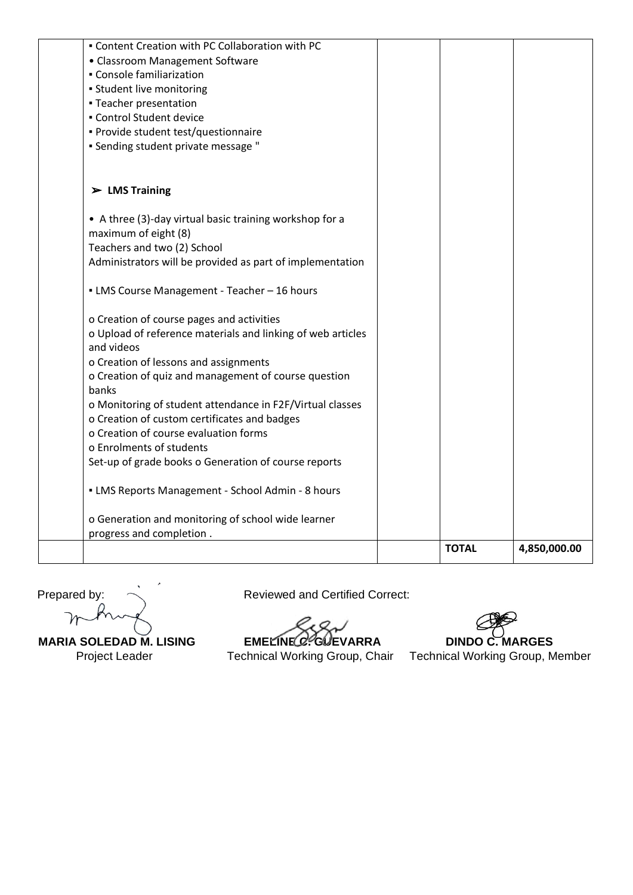| | | | | |
|---|---|---|---|---|
| | ▪ Content Creation with PC Collaboration with PC<br>• Classroom Management Software<br>▪ Console familiarization<br>▪ Student live monitoring<br>▪ Teacher presentation<br>▪ Control Student device<br>▪ Provide student test/questionnaire<br>▪ Sending student private message "<br><br>➢ **LMS Training**<br><br>• A three (3)-day virtual basic training workshop for a maximum of eight (8) Teachers and two (2) School Administrators will be provided as part of implementation<br><br>▪ LMS Course Management - Teacher – 16 hours<br><br>o Creation of course pages and activities<br>o Upload of reference materials and linking of web articles and videos<br>o Creation of lessons and assignments<br>o Creation of quiz and management of course question banks<br>o Monitoring of student attendance in F2F/Virtual classes<br>o Creation of custom certificates and badges<br>o Creation of course evaluation forms<br>o Enrolments of students<br>Set-up of grade books o Generation of course reports<br><br>▪ LMS Reports Management - School Admin - 8 hours<br><br>o Generation and monitoring of school wide learner progress and completion . | | | |
| | | | **TOTAL** | **4,850,000.00** |

Prepared by:

**MARIA SOLEDAD M. LISING**
Project Leader

Reviewed and Certified Correct:

**EMELINE C. GUEVARRA**
Technical Working Group, Chair

**DINDO C. MARGES**
Technical Working Group, Member